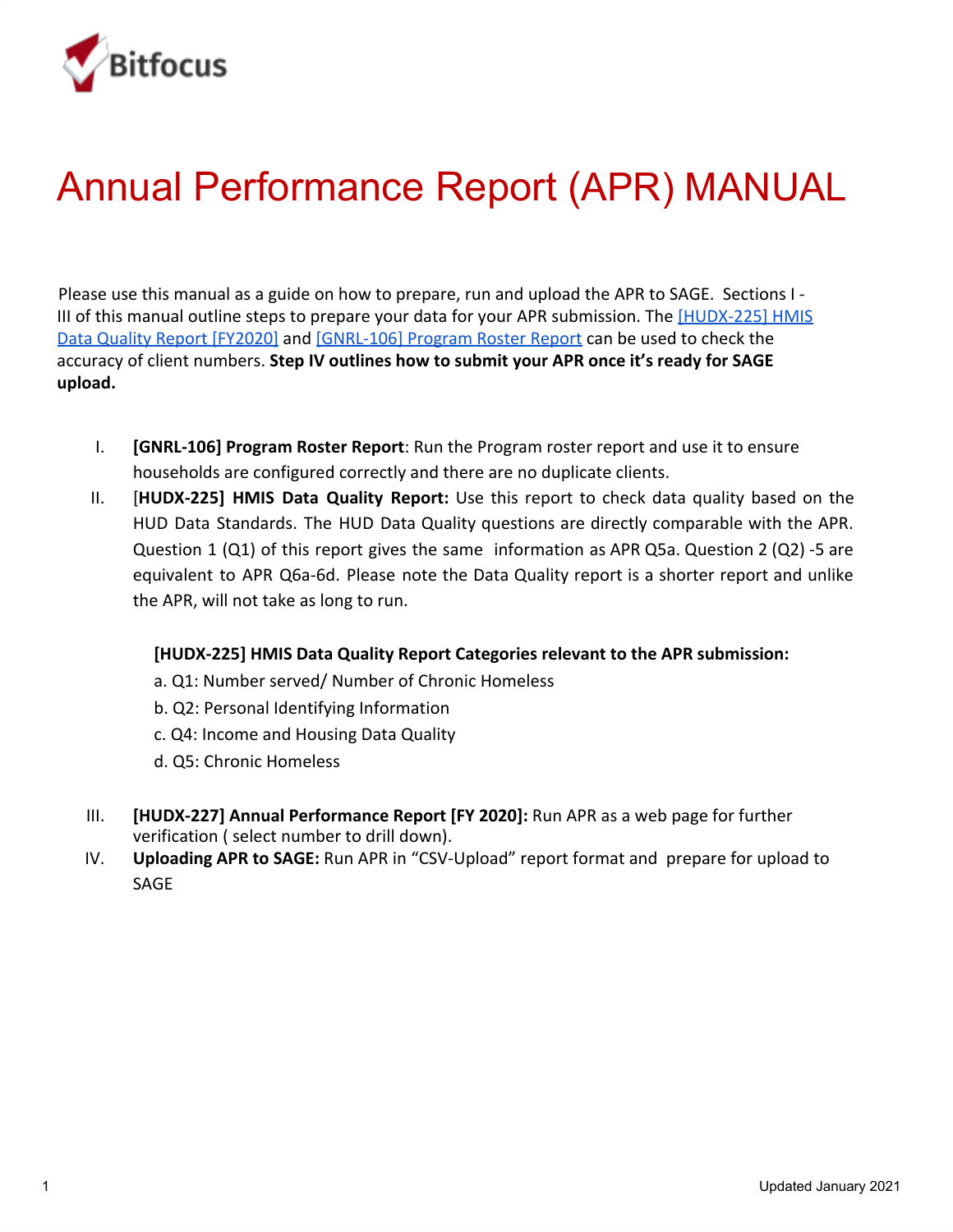Bitfocus

# Annual Performance Report (APR) MANUAL

Please use this manual as a guide on how to prepare, run and upload the APR to SAGE. Sections I - III of this manual outline steps to prepare your data for your APR submission. The [HUDX-225] HMIS Data Quality Report [FY2020] and [GNRL-106] Program Roster Report can be used to check the accuracy of client numbers. **Step IV outlines how to submit your APR once it's ready for SAGE upload.**

I. **[GNRL-106] Program Roster Report**: Run the Program roster report and use it to ensure households are configured correctly and there are no duplicate clients.

II. [**HUDX-225] HMIS Data Quality Report:** Use this report to check data quality based on the HUD Data Standards. The HUD Data Quality questions are directly comparable with the APR. Question 1 (Q1) of this report gives the same information as APR Q5a. Question 2 (Q2) -5 are equivalent to APR Q6a-6d. Please note the Data Quality report is a shorter report and unlike the APR, will not take as long to run.

   **[HUDX-225] HMIS Data Quality Report Categories relevant to the APR submission:**

   a. Q1: Number served/ Number of Chronic Homeless
   b. Q2: Personal Identifying Information
   c. Q4: Income and Housing Data Quality
   d. Q5: Chronic Homeless

III. **[HUDX-227] Annual Performance Report [FY 2020]:** Run APR as a web page for further verification ( select number to drill down).

IV. **Uploading APR to SAGE:** Run APR in "CSV-Upload" report format and prepare for upload to SAGE

Updated January 2021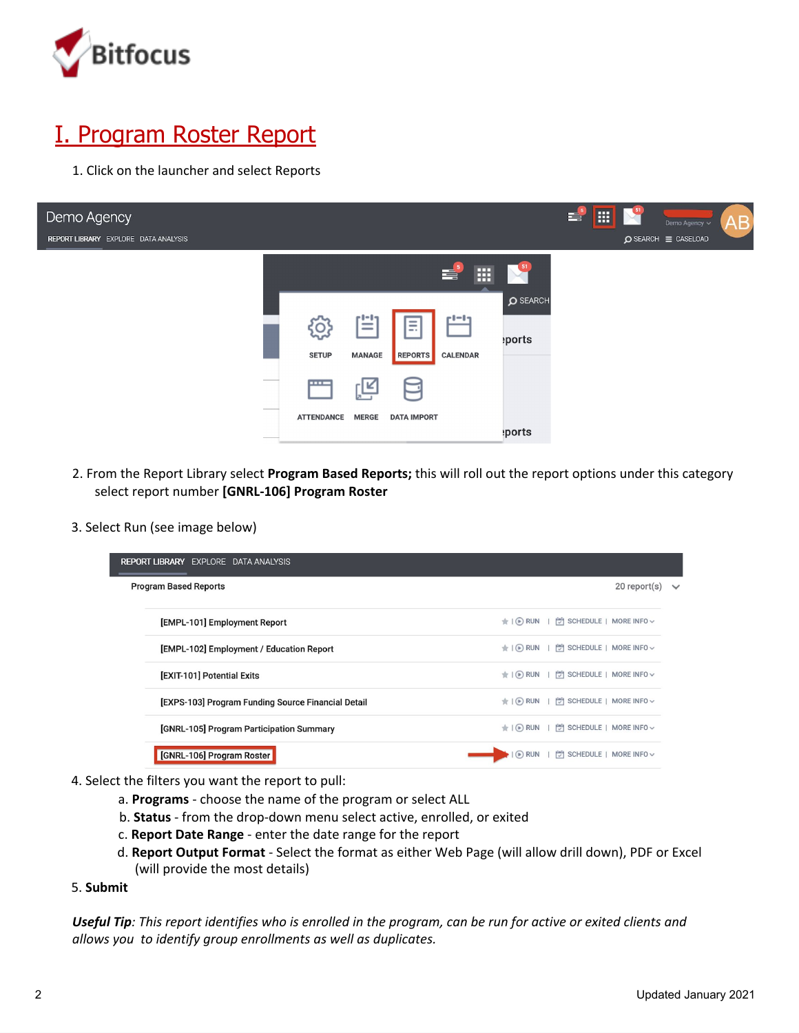# I. Program Roster Report

1. Click on the launcher and select Reports

2. From the Report Library select **Program Based Reports;** this will roll out the report options under this category select report number **[GNRL-106] Program Roster**

3. Select Run (see image below)

4. Select the filters you want the report to pull:
   a. **Programs** - choose the name of the program or select ALL
   b. **Status** - from the drop-down menu select active, enrolled, or exited
   c. **Report Date Range** - enter the date range for the report
   d. **Report Output Format** - Select the format as either Web Page (will allow drill down), PDF or Excel (will provide the most details)

5. **Submit**

***Useful Tip****: This report identifies who is enrolled in the program, can be run for active or exited clients and allows you to identify group enrollments as well as duplicates.*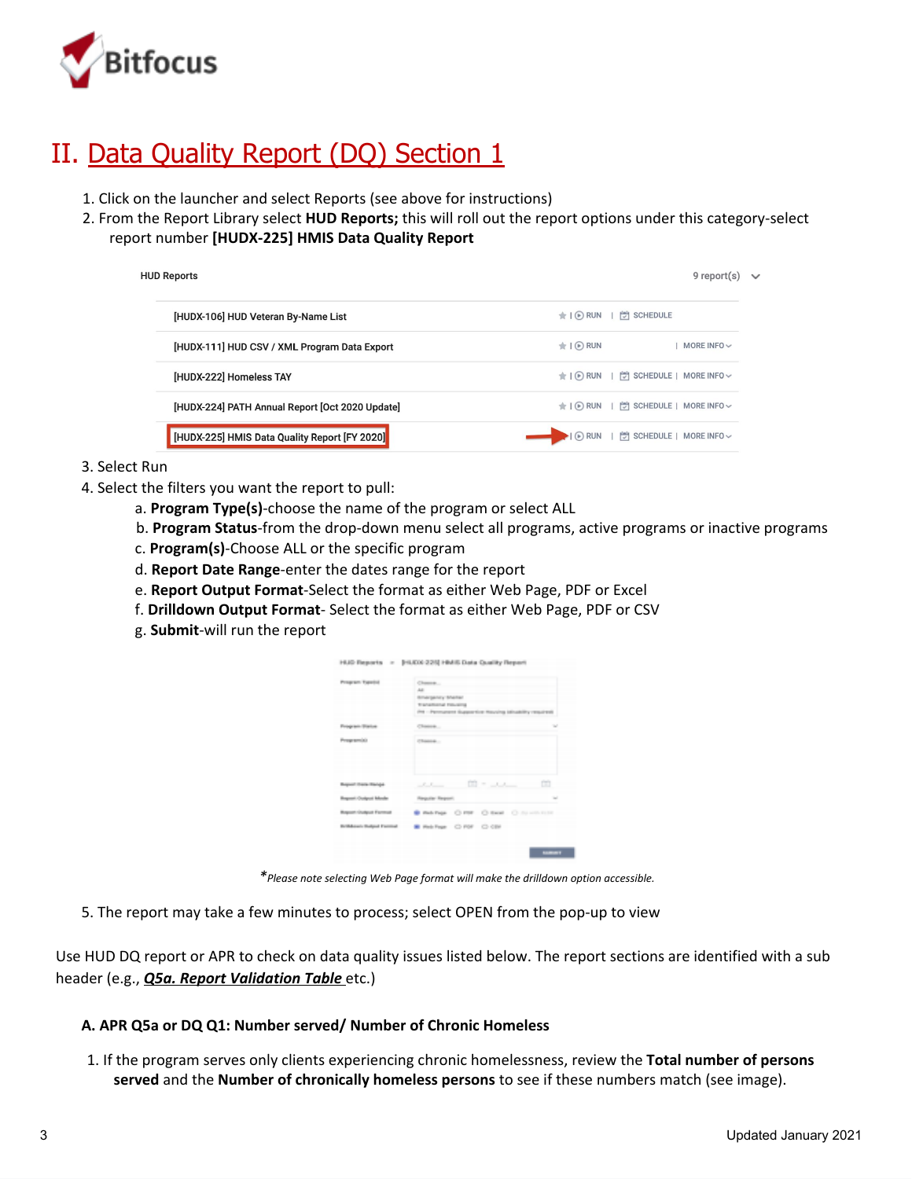# II. Data Quality Report (DQ) Section 1

1. Click on the launcher and select Reports (see above for instructions)
2. From the Report Library select **HUD Reports;** this will roll out the report options under this category-select report number **[HUDX-225] HMIS Data Quality Report**

| HUD Reports | 9 report(s) |
|---|---|
| [HUDX-106] HUD Veteran By-Name List | RUN \| SCHEDULE |
| [HUDX-111] HUD CSV / XML Program Data Export | RUN \| MORE INFO |
| [HUDX-222] Homeless TAY | RUN \| SCHEDULE \| MORE INFO |
| [HUDX-224] PATH Annual Report [Oct 2020 Update] | RUN \| SCHEDULE \| MORE INFO |
| [HUDX-225] HMIS Data Quality Report [FY 2020] | RUN \| SCHEDULE \| MORE INFO |

3. Select Run
4. Select the filters you want the report to pull:
   a. **Program Type(s)**-choose the name of the program or select ALL
   b. **Program Status**-from the drop-down menu select all programs, active programs or inactive programs
   c. **Program(s)**-Choose ALL or the specific program
   d. **Report Date Range**-enter the dates range for the report
   e. **Report Output Format**-Select the format as either Web Page, PDF or Excel
   f. **Drilldown Output Format**- Select the format as either Web Page, PDF or CSV
   g. **Submit**-will run the report

**Please note selecting Web Page format will make the drilldown option accessible.*

5. The report may take a few minutes to process; select OPEN from the pop-up to view

Use HUD DQ report or APR to check on data quality issues listed below. The report sections are identified with a sub header (e.g., ***Q5a. Report Validation Table*** etc.)

### A. APR Q5a or DQ Q1: Number served/ Number of Chronic Homeless

1. If the program serves only clients experiencing chronic homelessness, review the **Total number of persons served** and the **Number of chronically homeless persons** to see if these numbers match (see image).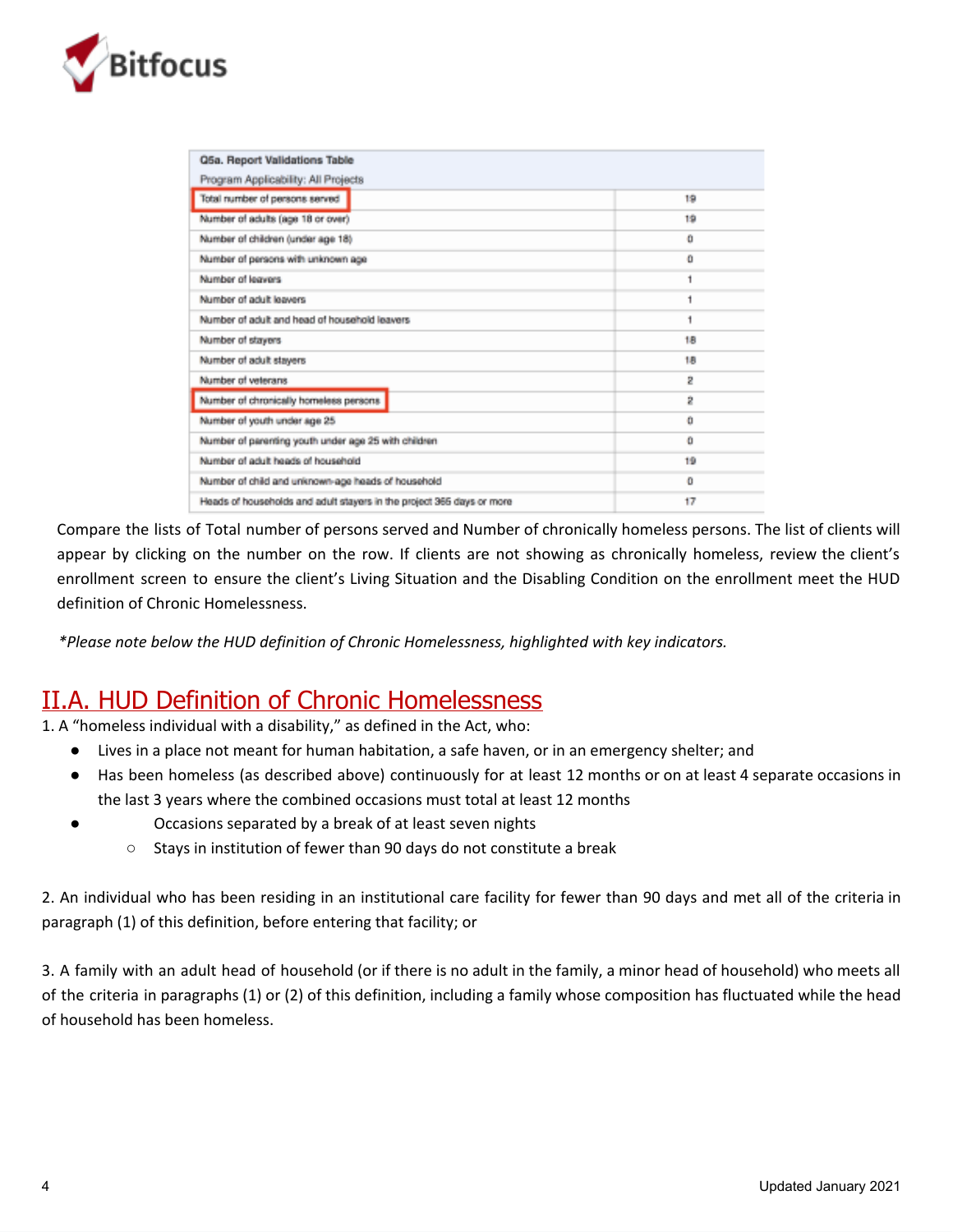| Q5a. Report Validations Table | |
|---|---|
| Program Applicability: All Projects | |
| Total number of persons served | 19 |
| Number of adults (age 18 or over) | 19 |
| Number of children (under age 18) | 0 |
| Number of persons with unknown age | 0 |
| Number of leavers | 1 |
| Number of adult leavers | 1 |
| Number of adult and head of household leavers | 1 |
| Number of stayers | 18 |
| Number of adult stayers | 18 |
| Number of veterans | 2 |
| Number of chronically homeless persons | 2 |
| Number of youth under age 25 | 0 |
| Number of parenting youth under age 25 with children | 0 |
| Number of adult heads of household | 19 |
| Number of child and unknown-age heads of household | 0 |
| Heads of households and adult stayers in the project 365 days or more | 17 |

Compare the lists of Total number of persons served and Number of chronically homeless persons. The list of clients will appear by clicking on the number on the row. If clients are not showing as chronically homeless, review the client's enrollment screen to ensure the client's Living Situation and the Disabling Condition on the enrollment meet the HUD definition of Chronic Homelessness.

*\*Please note below the HUD definition of Chronic Homelessness, highlighted with key indicators.*

## II.A. HUD Definition of Chronic Homelessness

1. A "homeless individual with a disability," as defined in the Act, who:
   - Lives in a place not meant for human habitation, a safe haven, or in an emergency shelter; and
   - Has been homeless (as described above) continuously for at least 12 months or on at least 4 separate occasions in the last 3 years where the combined occasions must total at least 12 months
   - Occasions separated by a break of at least seven nights
     - Stays in institution of fewer than 90 days do not constitute a break

2. An individual who has been residing in an institutional care facility for fewer than 90 days and met all of the criteria in paragraph (1) of this definition, before entering that facility; or

3. A family with an adult head of household (or if there is no adult in the family, a minor head of household) who meets all of the criteria in paragraphs (1) or (2) of this definition, including a family whose composition has fluctuated while the head of household has been homeless.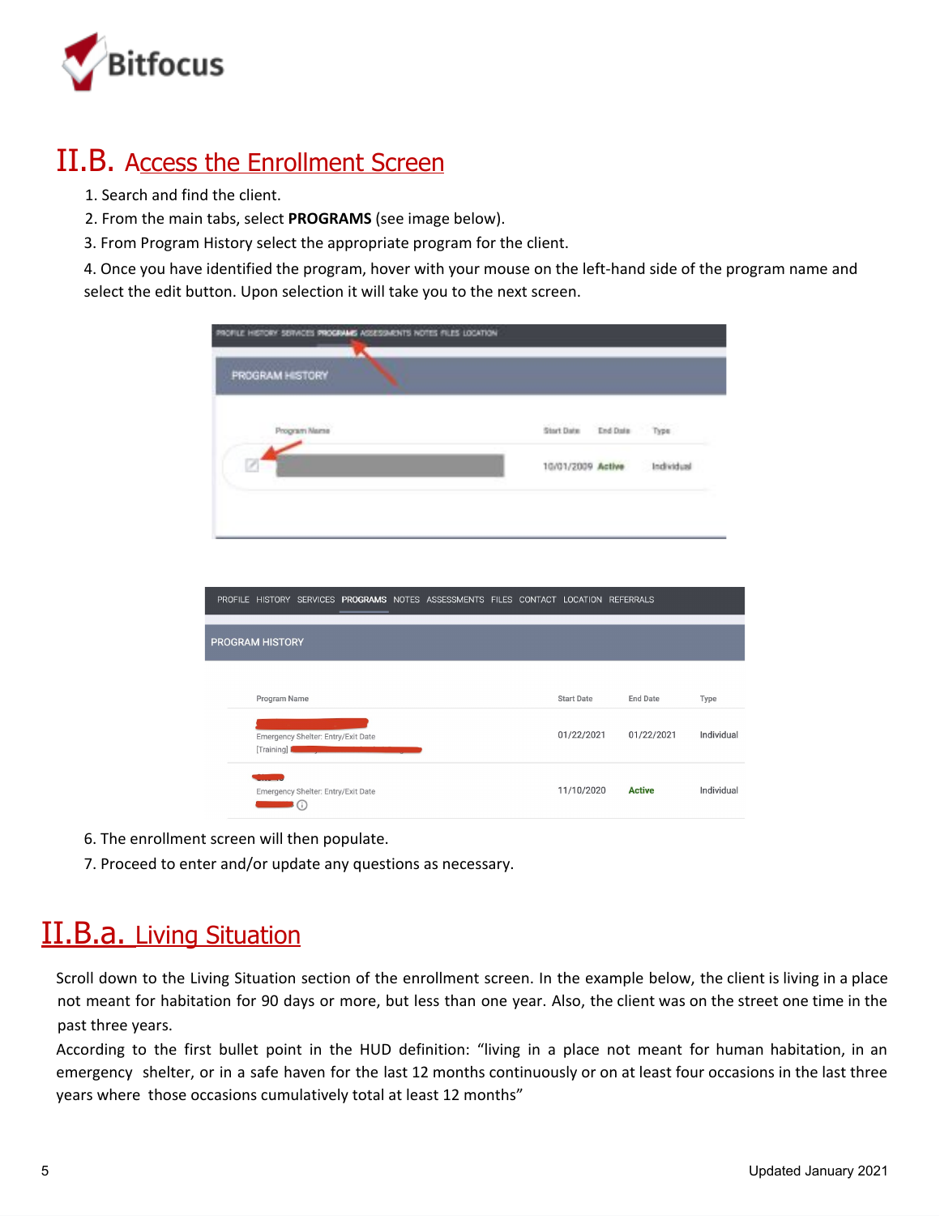## II.B. Access the Enrollment Screen

1. Search and find the client.
2. From the main tabs, select **PROGRAMS** (see image below).
3. From Program History select the appropriate program for the client.
4. Once you have identified the program, hover with your mouse on the left-hand side of the program name and select the edit button. Upon selection it will take you to the next screen.

6. The enrollment screen will then populate.
7. Proceed to enter and/or update any questions as necessary.

## II.B.a. Living Situation

Scroll down to the Living Situation section of the enrollment screen. In the example below, the client is living in a place not meant for habitation for 90 days or more, but less than one year. Also, the client was on the street one time in the past three years.

According to the first bullet point in the HUD definition: "living in a place not meant for human habitation, in an emergency shelter, or in a safe haven for the last 12 months continuously or on at least four occasions in the last three years where those occasions cumulatively total at least 12 months"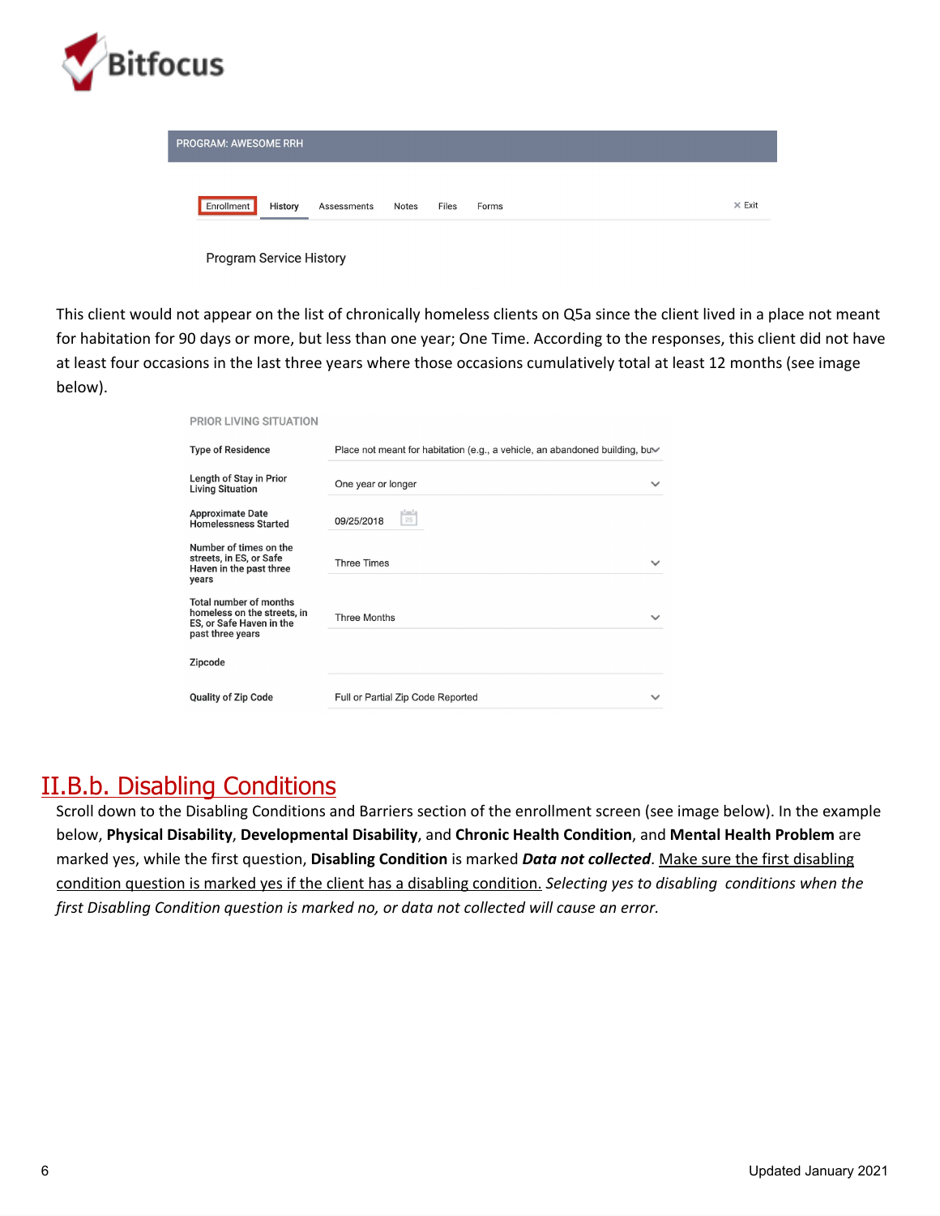PROGRAM: AWESOME RRH

Enrollment | History | Assessments | Notes | Files | Forms | × Exit

Program Service History

This client would not appear on the list of chronically homeless clients on Q5a since the client lived in a place not meant for habitation for 90 days or more, but less than one year; One Time. According to the responses, this client did not have at least four occasions in the last three years where those occasions cumulatively total at least 12 months (see image below).

PRIOR LIVING SITUATION

| Field | Value |
|---|---|
| Type of Residence | Place not meant for habitation (e.g., a vehicle, an abandoned building, bu |
| Length of Stay in Prior Living Situation | One year or longer |
| Approximate Date Homelessness Started | 09/25/2018 |
| Number of times on the streets, in ES, or Safe Haven in the past three years | Three Times |
| Total number of months homeless on the streets, in ES, or Safe Haven in the past three years | Three Months |
| Zipcode | |
| Quality of Zip Code | Full or Partial Zip Code Reported |

## II.B.b. Disabling Conditions

Scroll down to the Disabling Conditions and Barriers section of the enrollment screen (see image below). In the example below, **Physical Disability**, **Developmental Disability**, and **Chronic Health Condition**, and **Mental Health Problem** are marked yes, while the first question, **Disabling Condition** is marked ***Data not collected***. Make sure the first disabling condition question is marked yes if the client has a disabling condition. *Selecting yes to disabling conditions when the first Disabling Condition question is marked no, or data not collected will cause an error.*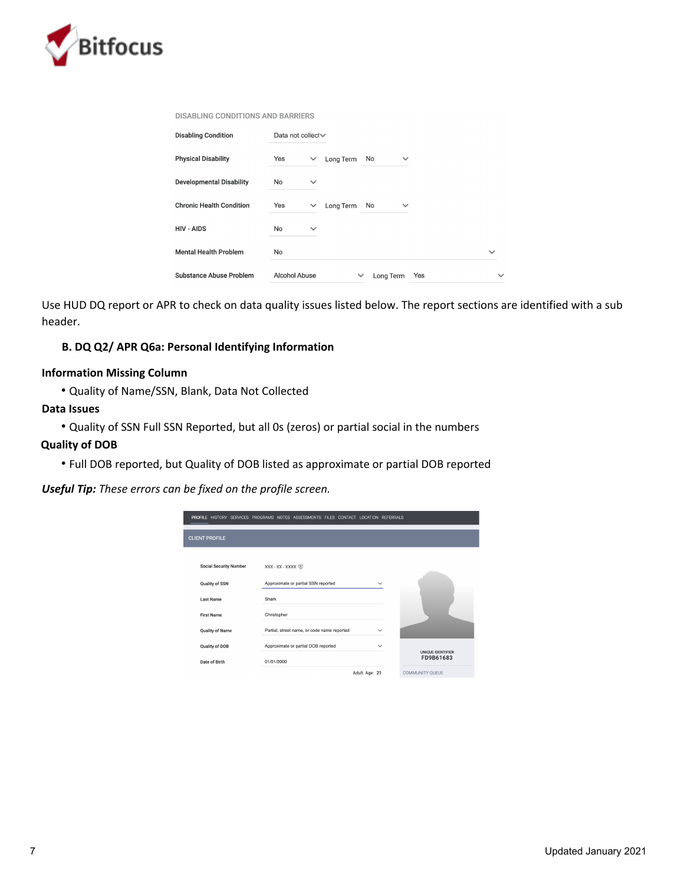Use HUD DQ report or APR to check on data quality issues listed below. The report sections are identified with a sub header.

### B. DQ Q2/ APR Q6a: Personal Identifying Information

**Information Missing Column**

- Quality of Name/SSN, Blank, Data Not Collected

**Data Issues**

- Quality of SSN Full SSN Reported, but all 0s (zeros) or partial social in the numbers

**Quality of DOB**

- Full DOB reported, but Quality of DOB listed as approximate or partial DOB reported

***Useful Tip:*** *These errors can be fixed on the profile screen.*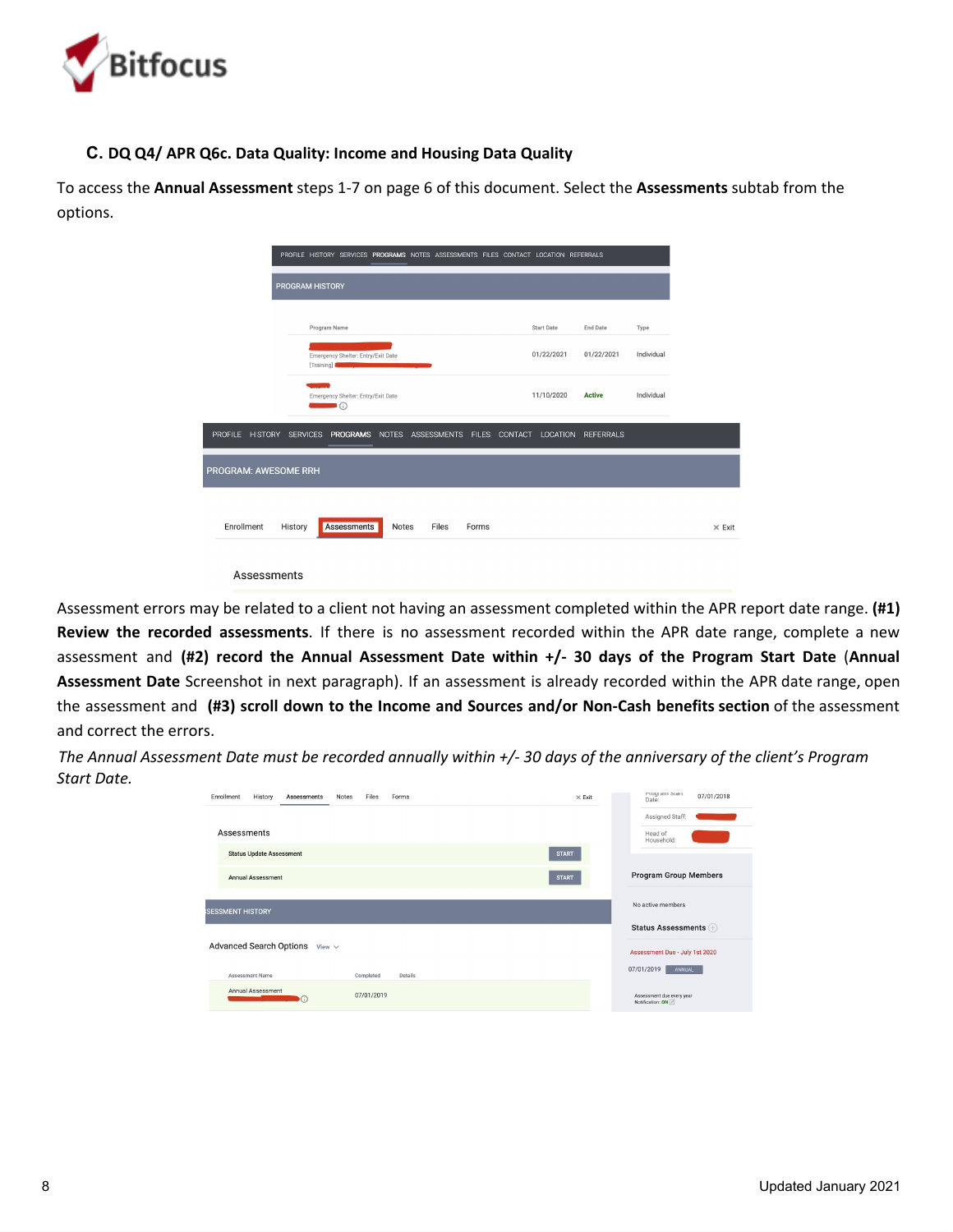### C. DQ Q4/ APR Q6c. Data Quality: Income and Housing Data Quality

To access the **Annual Assessment** steps 1-7 on page 6 of this document. Select the **Assessments** subtab from the options.

Assessment errors may be related to a client not having an assessment completed within the APR report date range. **(#1) Review the recorded assessments**. If there is no assessment recorded within the APR date range, complete a new assessment and **(#2) record the Annual Assessment Date within +/- 30 days of the Program Start Date** (**Annual Assessment Date** Screenshot in next paragraph). If an assessment is already recorded within the APR date range, open the assessment and **(#3) scroll down to the Income and Sources and/or Non-Cash benefits section** of the assessment and correct the errors.

*The Annual Assessment Date must be recorded annually within +/- 30 days of the anniversary of the client's Program Start Date.*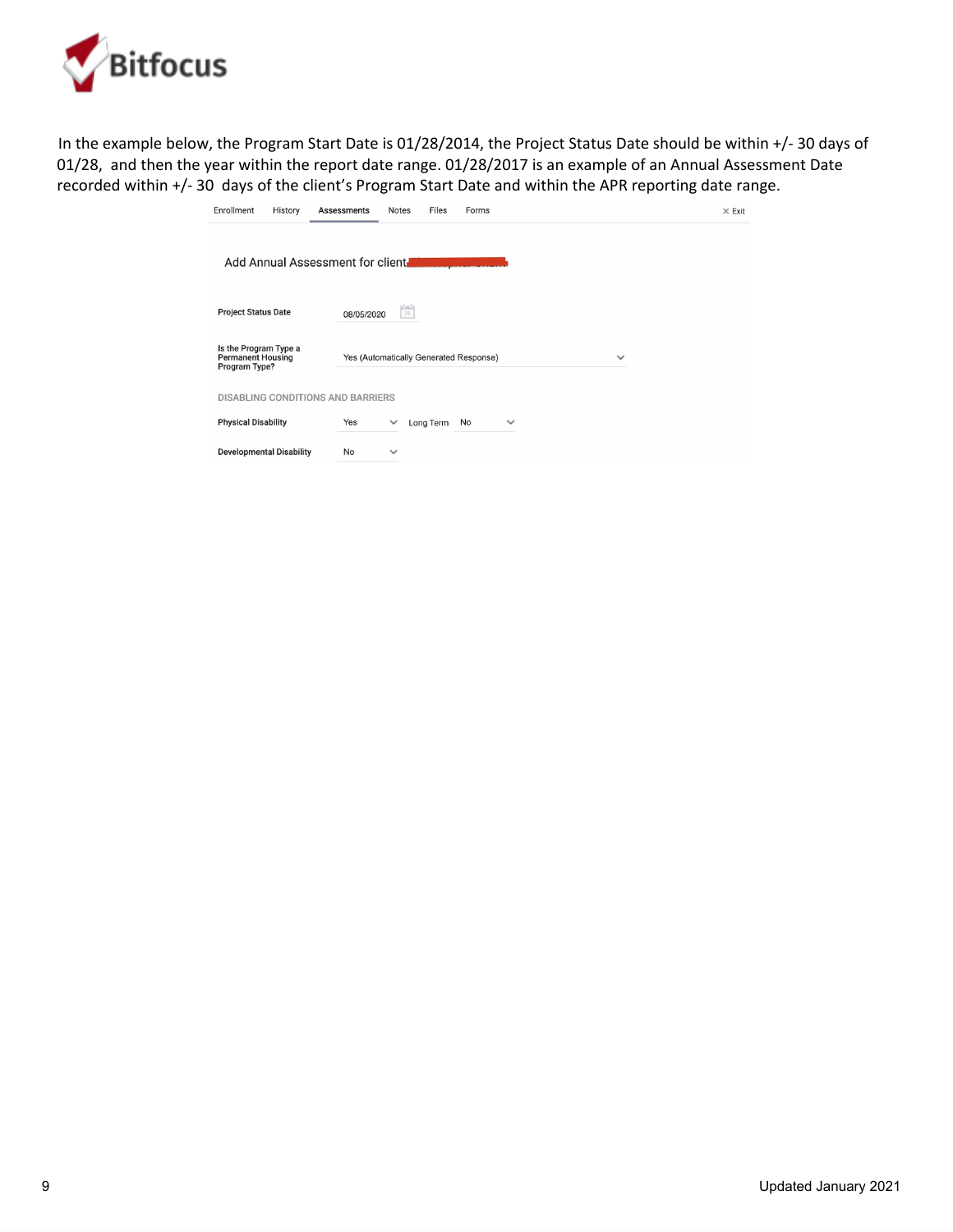In the example below, the Program Start Date is 01/28/2014, the Project Status Date should be within +/- 30 days of 01/28, and then the year within the report date range. 01/28/2017 is an example of an Annual Assessment Date recorded within +/- 30 days of the client's Program Start Date and within the APR reporting date range.

Enrollment | History | **Assessments** | Notes | Files | Forms | × Exit

Add Annual Assessment for client

**Project Status Date** 08/05/2020

**Is the Program Type a Permanent Housing Program Type?** Yes (Automatically Generated Response)

DISABLING CONDITIONS AND BARRIERS

**Physical Disability** Yes Long Term No

**Developmental Disability** No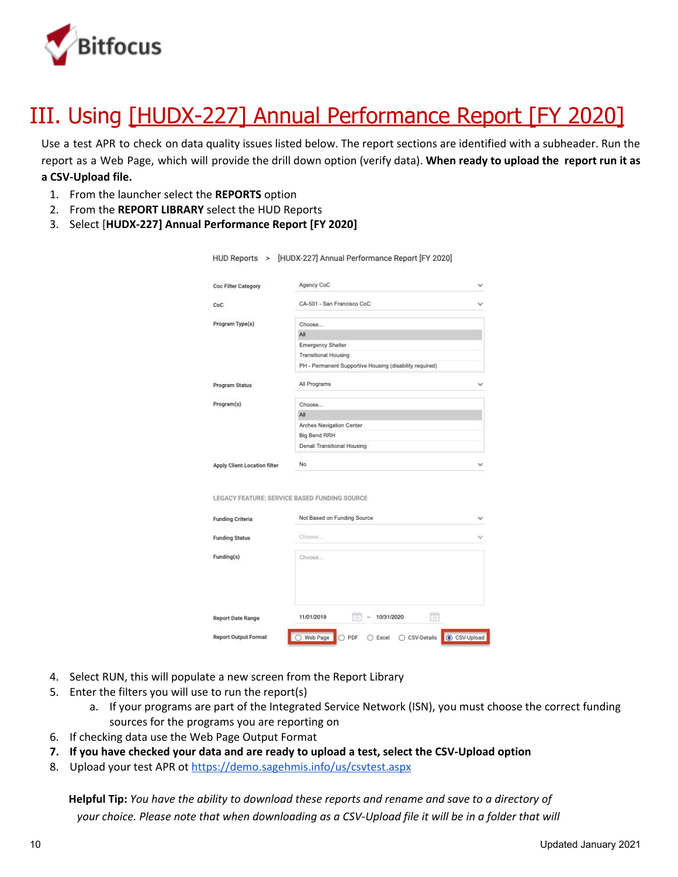# III. Using [HUDX-227] Annual Performance Report [FY 2020]

Use a test APR to check on data quality issues listed below. The report sections are identified with a subheader. Run the report as a Web Page, which will provide the drill down option (verify data). **When ready to upload the report run it as a CSV-Upload file.**

1. From the launcher select the **REPORTS** option
2. From the **REPORT LIBRARY** select the HUD Reports
3. Select [**HUDX-227] Annual Performance Report [FY 2020]**

HUD Reports > [HUDX-227] Annual Performance Report [FY 2020]

| | |
|---|---|
| Coc Filter Category | Agency CoC |
| CoC | CA-501 - San Francisco CoC |
| Program Type(s) | Choose... / All / Emergency Shelter / Transitional Housing / PH - Permanent Supportive Housing (disability required) |
| Program Status | All Programs |
| Program(s) | Choose... / All / Arches Navigation Center / Big Bend RRH / Denali Transitional Housing |
| Apply Client Location filter | No |

LEGACY FEATURE: SERVICE BASED FUNDING SOURCE

| | |
|---|---|
| Funding Criteria | Not Based on Funding Source |
| Funding Status | Choose... |
| Funding(s) | Choose... |
| Report Date Range | 11/01/2019 – 10/31/2020 |
| Report Output Format | Web Page, PDF, Excel, CSV-Details, CSV-Upload |

4. Select RUN, this will populate a new screen from the Report Library
5. Enter the filters you will use to run the report(s)
   a. If your programs are part of the Integrated Service Network (ISN), you must choose the correct funding sources for the programs you are reporting on
6. If checking data use the Web Page Output Format
7. **If you have checked your data and are ready to upload a test, select the CSV-Upload option**
8. Upload your test APR ot https://demo.sagehmis.info/us/csvtest.aspx

**Helpful Tip:** *You have the ability to download these reports and rename and save to a directory of your choice. Please note that when downloading as a CSV-Upload file it will be in a folder that will*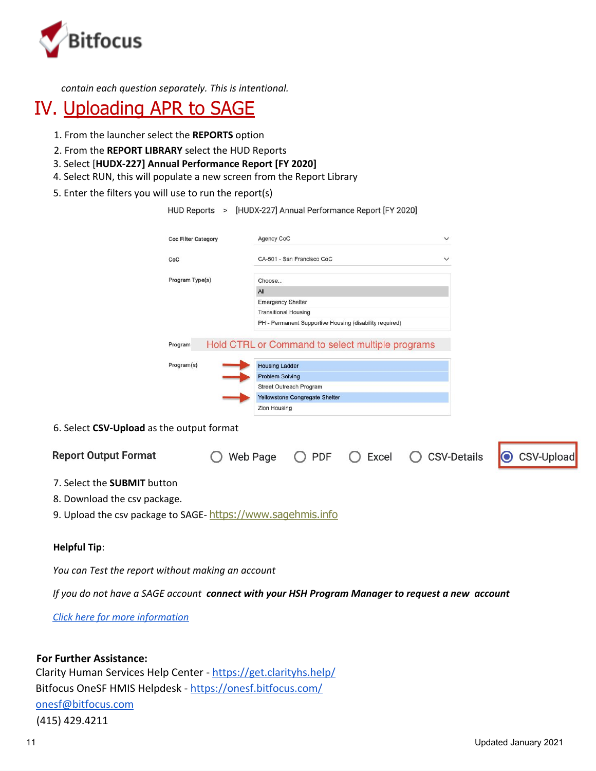*contain each question separately. This is intentional.*

# IV. Uploading APR to SAGE

1. From the launcher select the **REPORTS** option
2. From the **REPORT LIBRARY** select the HUD Reports
3. Select [**HUDX-227] Annual Performance Report [FY 2020]**
4. Select RUN, this will populate a new screen from the Report Library
5. Enter the filters you will use to run the report(s)

HUD Reports > [HUDX-227] Annual Performance Report [FY 2020]

Coc Filter Category: Agency CoC

CoC: CA-501 - San Francisco CoC

Program Type(s): Choose... / All / Emergency Shelter / Transitional Housing / PH - Permanent Supportive Housing (disability required)

Program: Hold CTRL or Command to select multiple programs

Program(s): Housing Ladder / Problem Solving / Street Outreach Program / Yellowstone Congregate Shelter / Zion Housing

6. Select **CSV-Upload** as the output format

Report Output Format: Web Page, PDF, Excel, CSV-Details, CSV-Upload

7. Select the **SUBMIT** button
8. Download the csv package.
9. Upload the csv package to SAGE- https://www.sagehmis.info

**Helpful Tip**:

*You can Test the report without making an account*

*If you do not have a SAGE account* ***connect with your HSH Program Manager to request a new account***

*Click here for more information*

**For Further Assistance:**

Clarity Human Services Help Center - https://get.clarityhs.help/

Bitfocus OneSF HMIS Helpdesk - https://onesf.bitfocus.com/

onesf@bitfocus.com

(415) 429.4211